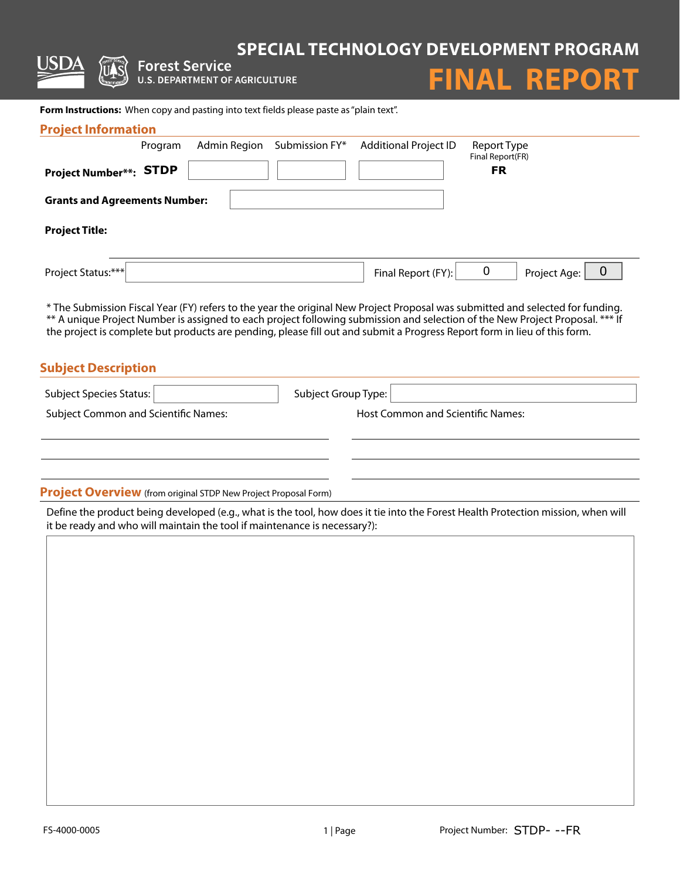# SPECIAL TECHNOLOGY DEVELOPMENT PROGRAM

# FINAL REPORT

USDA Forest Service
U.S. DEPARTMENT OF AGRICULTURE

**Form Instructions:** When copy and pasting into text fields please paste as "plain text".

## Project Information

| | Program | Admin Region | Submission FY* | Additional Project ID | Report Type<br>Final Report(FR) |
|---|---|---|---|---|---|
| **Project Number\*\*:** | **STDP** | | | | **FR** |

**Grants and Agreements Number:**

**Project Title:**

Project Status:***

Final Report (FY): 0

Project Age: 0

* The Submission Fiscal Year (FY) refers to the year the original New Project Proposal was submitted and selected for funding. ** A unique Project Number is assigned to each project following submission and selection of the New Project Proposal. *** If the project is complete but products are pending, please fill out and submit a Progress Report form in lieu of this form.

## Subject Description

Subject Species Status:

Subject Group Type:

Subject Common and Scientific Names:

Host Common and Scientific Names:

## Project Overview (from original STDP New Project Proposal Form)

Define the product being developed (e.g., what is the tool, how does it tie into the Forest Health Protection mission, when will it be ready and who will maintain the tool if maintenance is necessary?):

FS-4000-0005

Project Number: STDP- --FR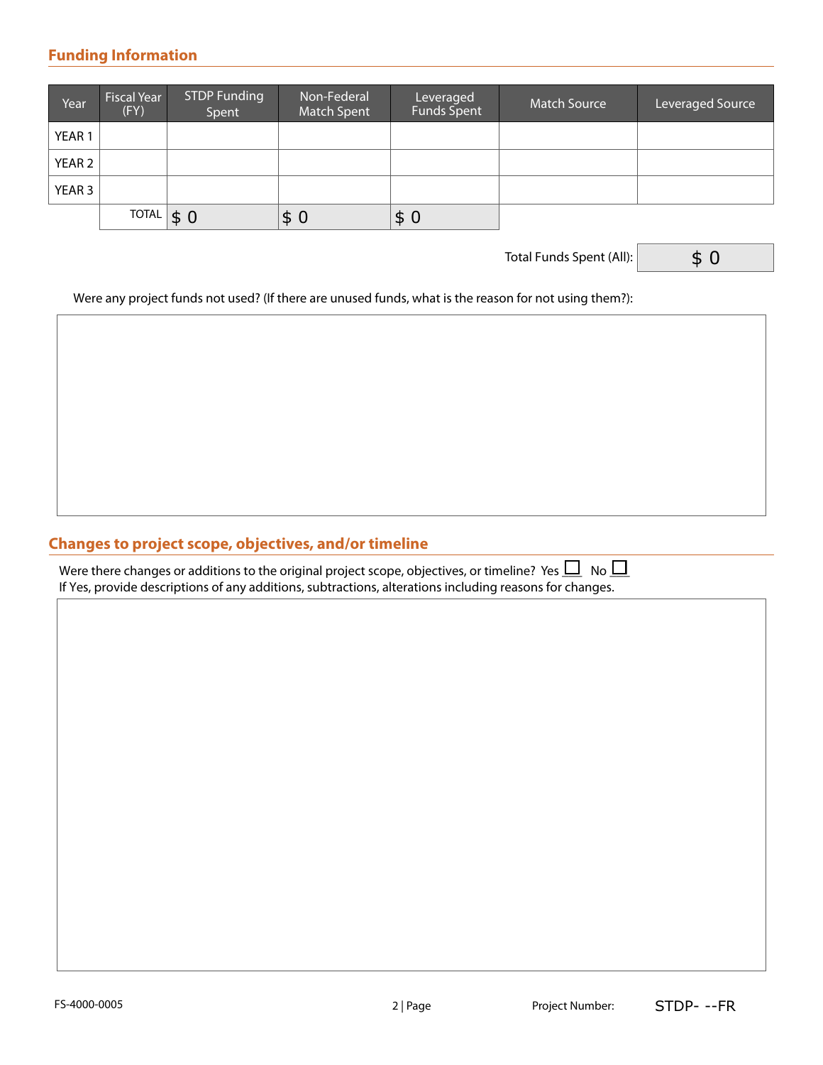## Funding Information

| Year | Fiscal Year (FY) | STDP Funding Spent | Non-Federal Match Spent | Leveraged Funds Spent | Match Source | Leveraged Source |
|---|---|---|---|---|---|---|
| YEAR 1 | | | | | | |
| YEAR 2 | | | | | | |
| YEAR 3 | | | | | | |
| | TOTAL | $ 0 | $ 0 | $ 0 | | |

Total Funds Spent (All): $ 0

Were any project funds not used? (If there are unused funds, what is the reason for not using them?):

## Changes to project scope, objectives, and/or timeline

Were there changes or additions to the original project scope, objectives, or timeline? Yes ☐ No ☐

If Yes, provide descriptions of any additions, subtractions, alterations including reasons for changes.

FS-4000-0005

Project Number: STDP- --FR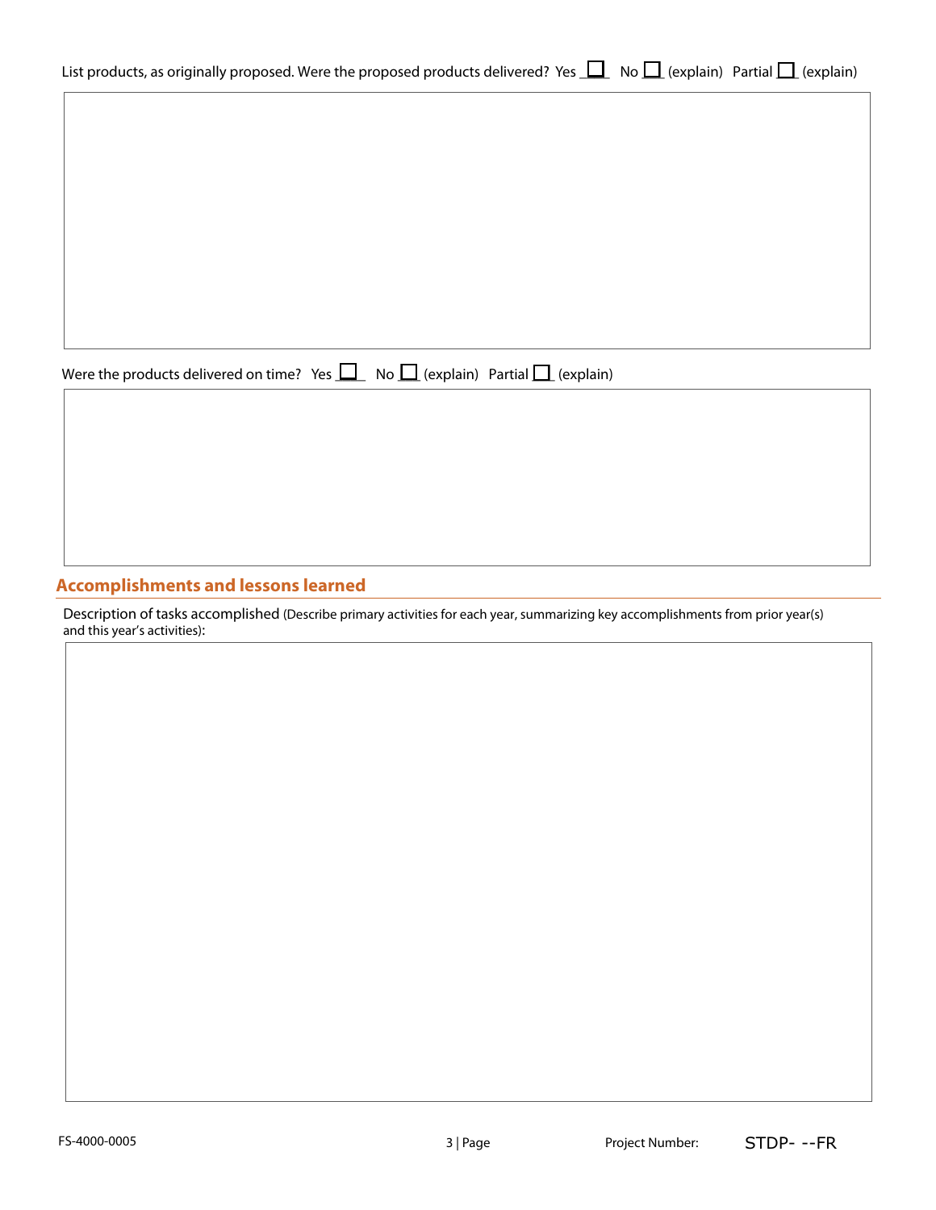List products, as originally proposed. Were the proposed products delivered? Yes ☐ No ☐ (explain) Partial ☐ (explain)

Were the products delivered on time? Yes ☐ No ☐ (explain) Partial ☐ (explain)

## Accomplishments and lessons learned

Description of tasks accomplished (Describe primary activities for each year, summarizing key accomplishments from prior year(s) and this year's activities):

FS-4000-0005

Project Number: STDP- --FR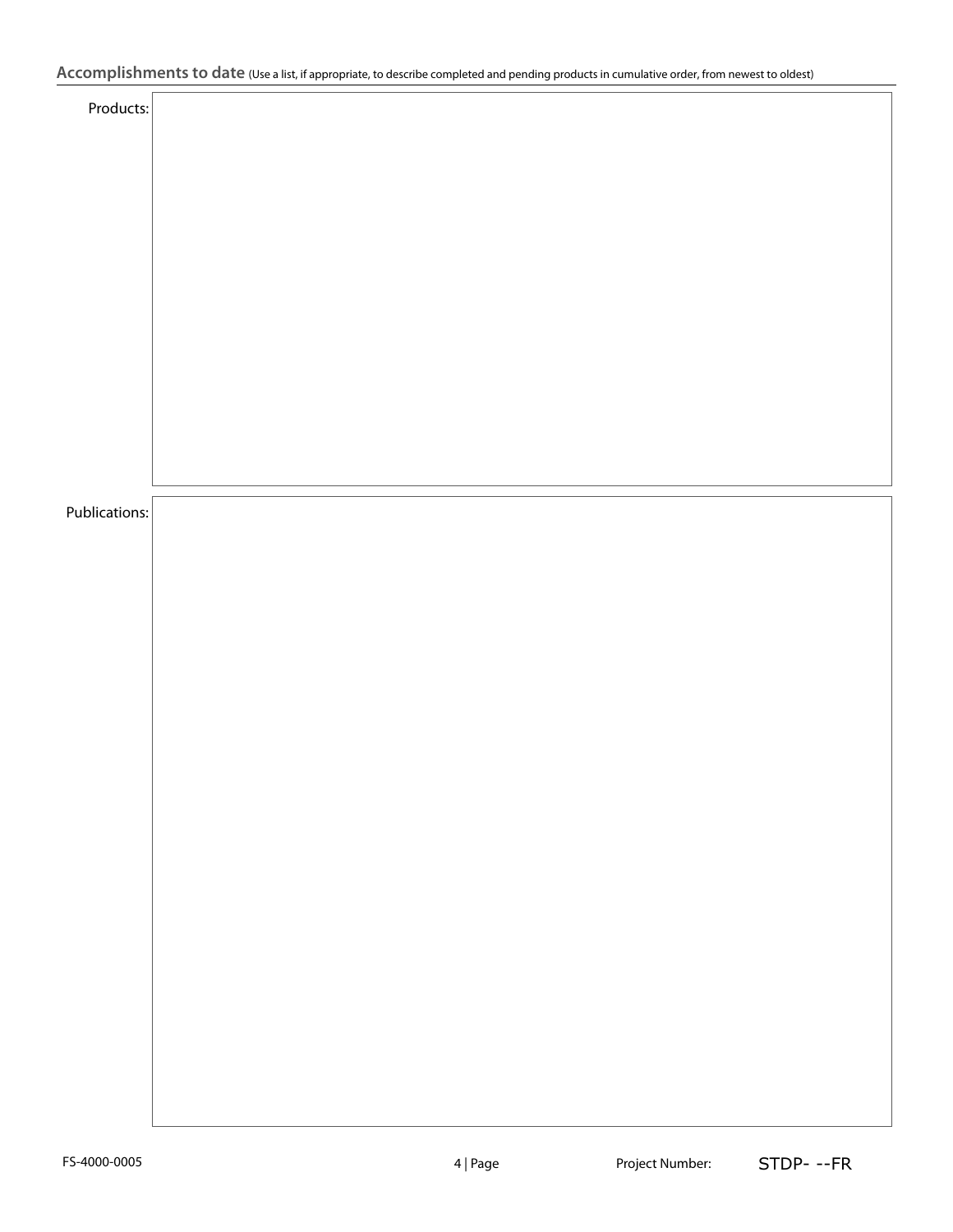## Accomplishments to date (Use a list, if appropriate, to describe completed and pending products in cumulative order, from newest to oldest)

Products:

Publications:

FS-4000-0005

Project Number: STDP- --FR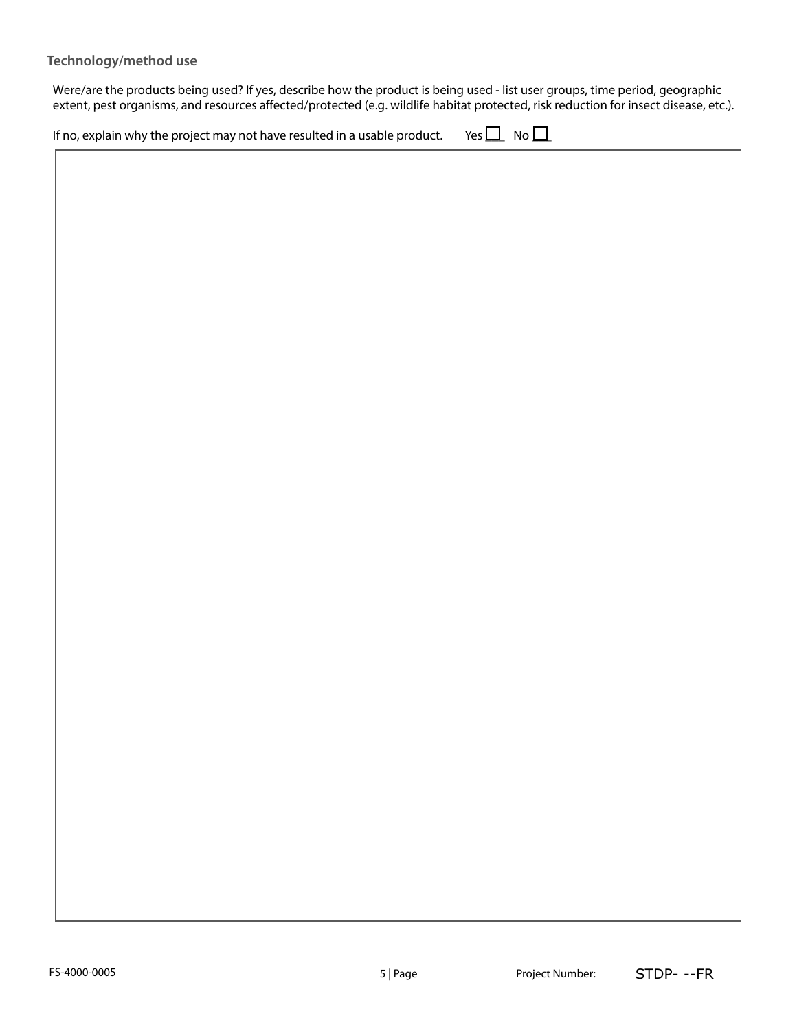## Technology/method use

Were/are the products being used? If yes, describe how the product is being used - list user groups, time period, geographic extent, pest organisms, and resources affected/protected (e.g. wildlife habitat protected, risk reduction for insect disease, etc.).

If no, explain why the project may not have resulted in a usable product. Yes ☐ No ☐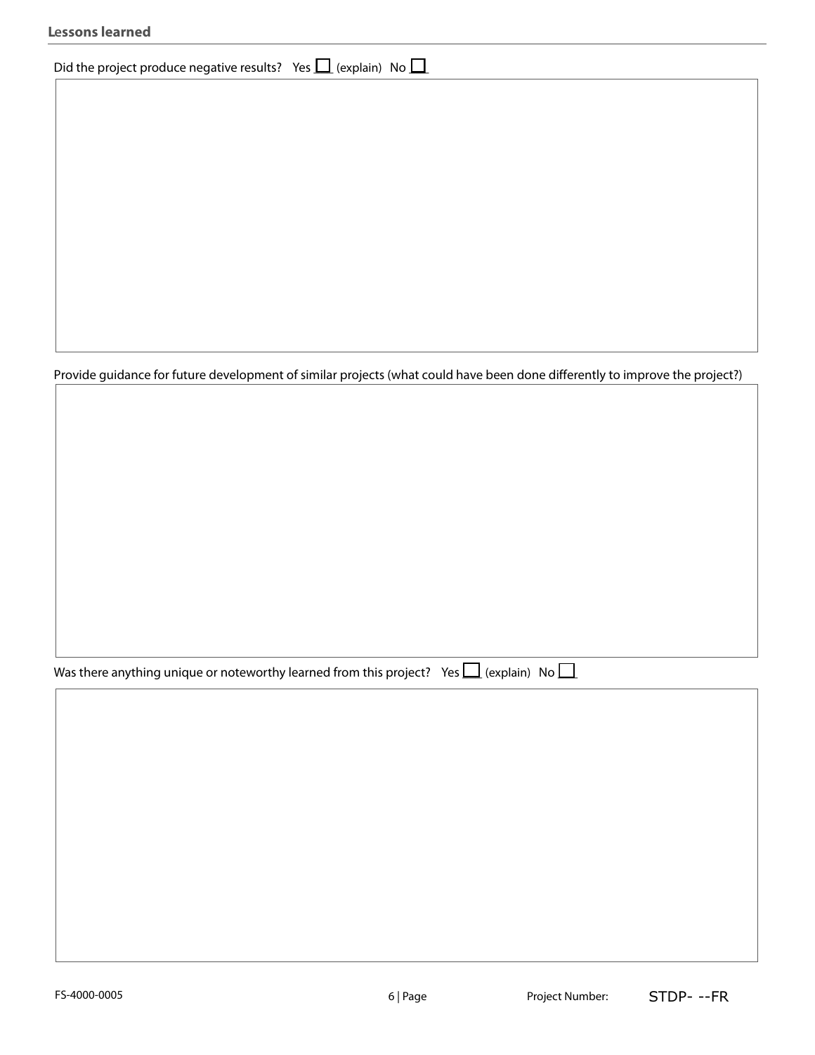## Lessons learned

Did the project produce negative results? Yes ☐ (explain) No ☐

Provide guidance for future development of similar projects (what could have been done differently to improve the project?)

Was there anything unique or noteworthy learned from this project? Yes ☐ (explain) No ☐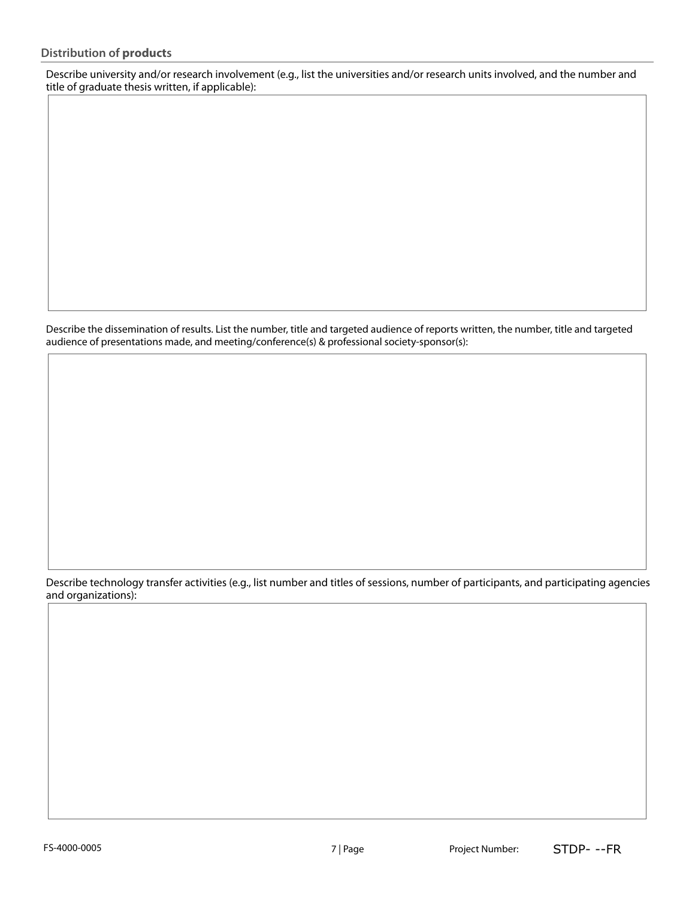## Distribution of **products**

Describe university and/or research involvement (e.g., list the universities and/or research units involved, and the number and title of graduate thesis written, if applicable):

Describe the dissemination of results. List the number, title and targeted audience of reports written, the number, title and targeted audience of presentations made, and meeting/conference(s) & professional society-sponsor(s):

Describe technology transfer activities (e.g., list number and titles of sessions, number of participants, and participating agencies and organizations):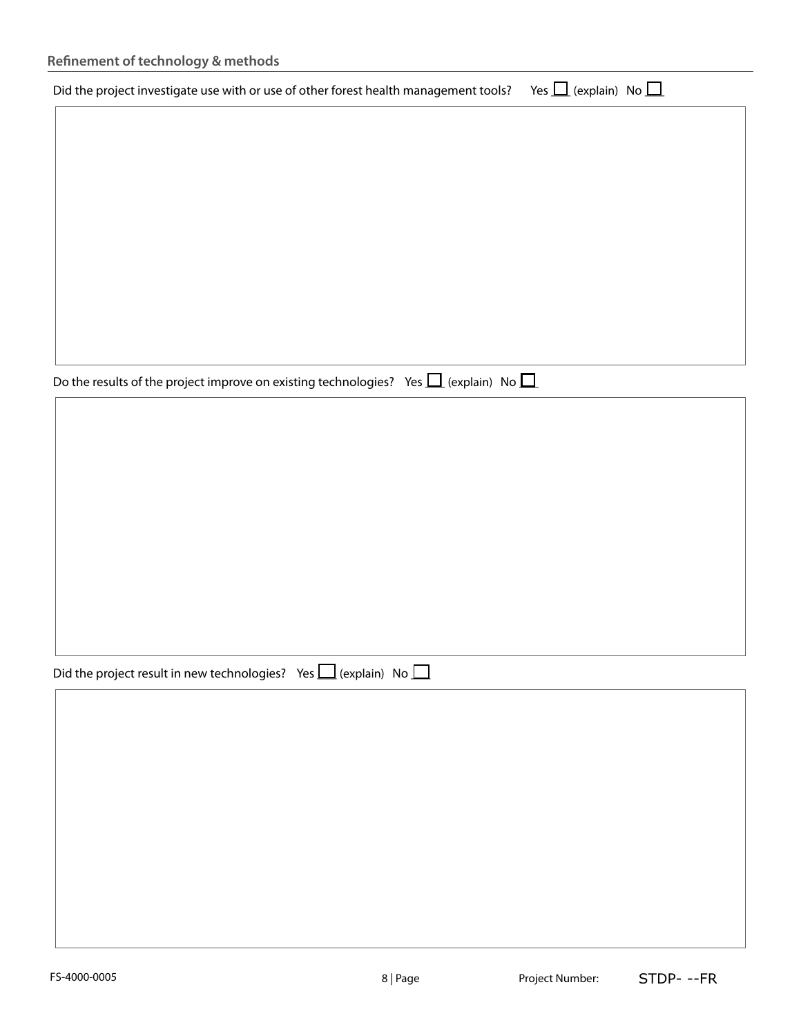## Refinement of technology & methods

Did the project investigate use with or use of other forest health management tools? Yes ☐ (explain) No ☐

Do the results of the project improve on existing technologies? Yes ☐ (explain) No ☐

Did the project result in new technologies? Yes ☐ (explain) No ☐

FS-4000-0005 Project Number: STDP- --FR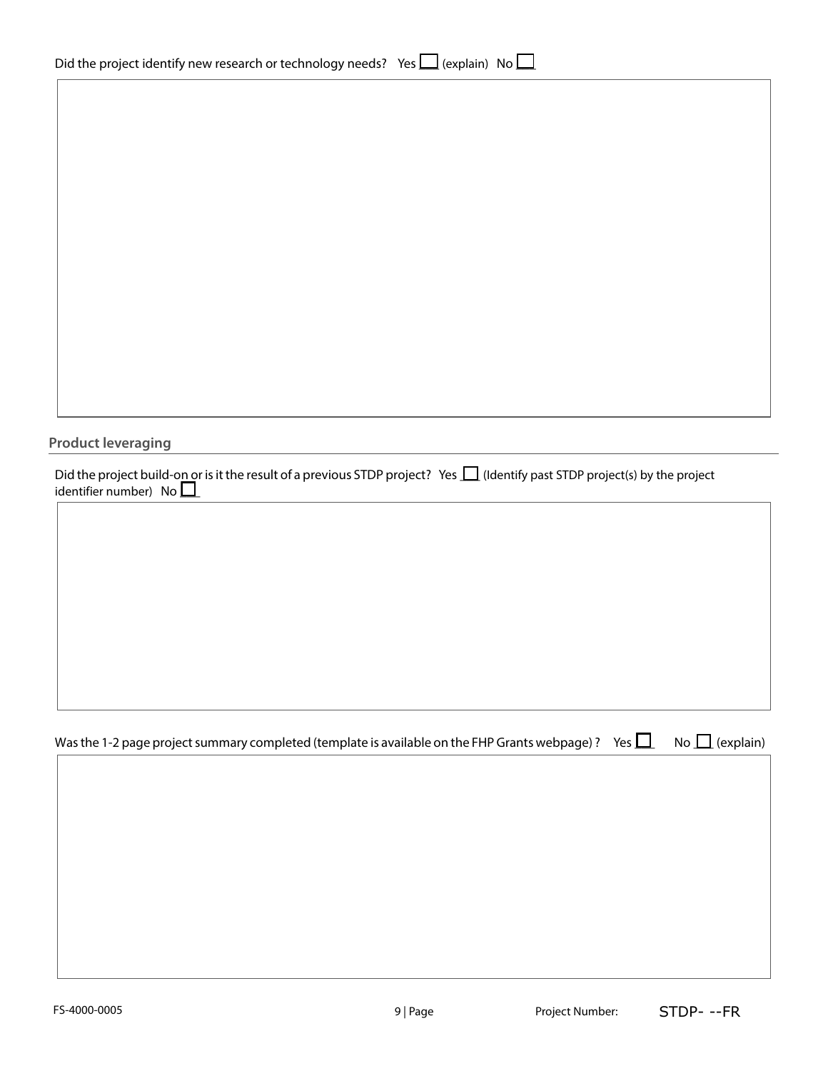Did the project identify new research or technology needs? Yes ☐ (explain) No ☐

## Product leveraging

Did the project build-on or is it the result of a previous STDP project? Yes ☐ (Identify past STDP project(s) by the project identifier number) No ☐

Was the 1-2 page project summary completed (template is available on the FHP Grants webpage) ? Yes ☐ No ☐ (explain)

FS-4000-0005 Project Number: STDP- --FR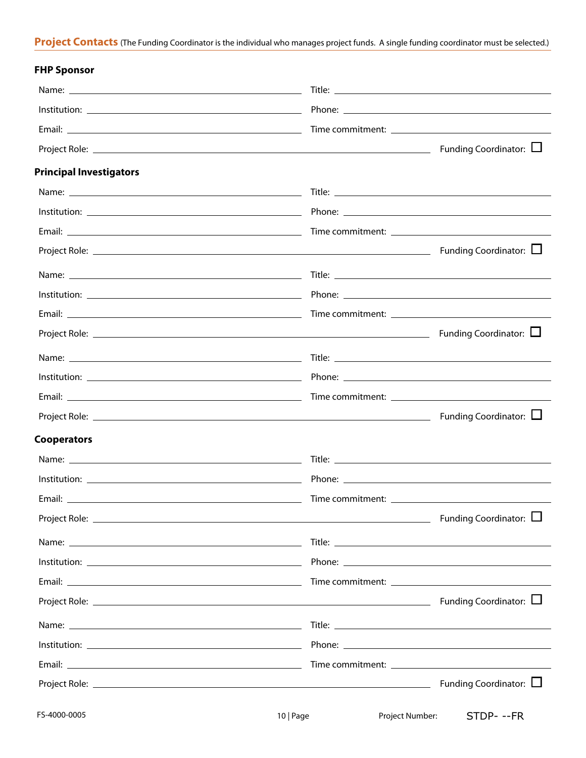## Project Contacts (The Funding Coordinator is the individual who manages project funds. A single funding coordinator must be selected.)

### FHP Sponsor

Name: ______________________ Title: ______________________

Institution: ______________________ Phone: ______________________

Email: ______________________ Time commitment: ______________________

Project Role: ______________________ Funding Coordinator: ☐

### Principal Investigators

Name: ______________________ Title: ______________________

Institution: ______________________ Phone: ______________________

Email: ______________________ Time commitment: ______________________

Project Role: ______________________ Funding Coordinator: ☐

Name: ______________________ Title: ______________________

Institution: ______________________ Phone: ______________________

Email: ______________________ Time commitment: ______________________

Project Role: ______________________ Funding Coordinator: ☐

Name: ______________________ Title: ______________________

Institution: ______________________ Phone: ______________________

Email: ______________________ Time commitment: ______________________

Project Role: ______________________ Funding Coordinator: ☐

### Cooperators

Name: ______________________ Title: ______________________

Institution: ______________________ Phone: ______________________

Email: ______________________ Time commitment: ______________________

Project Role: ______________________ Funding Coordinator: ☐

Name: ______________________ Title: ______________________

Institution: ______________________ Phone: ______________________

Email: ______________________ Time commitment: ______________________

Project Role: ______________________ Funding Coordinator: ☐

Name: ______________________ Title: ______________________

Institution: ______________________ Phone: ______________________

Email: ______________________ Time commitment: ______________________

Project Role: ______________________ Funding Coordinator: ☐

FS-4000-0005 Project Number: STDP- --FR